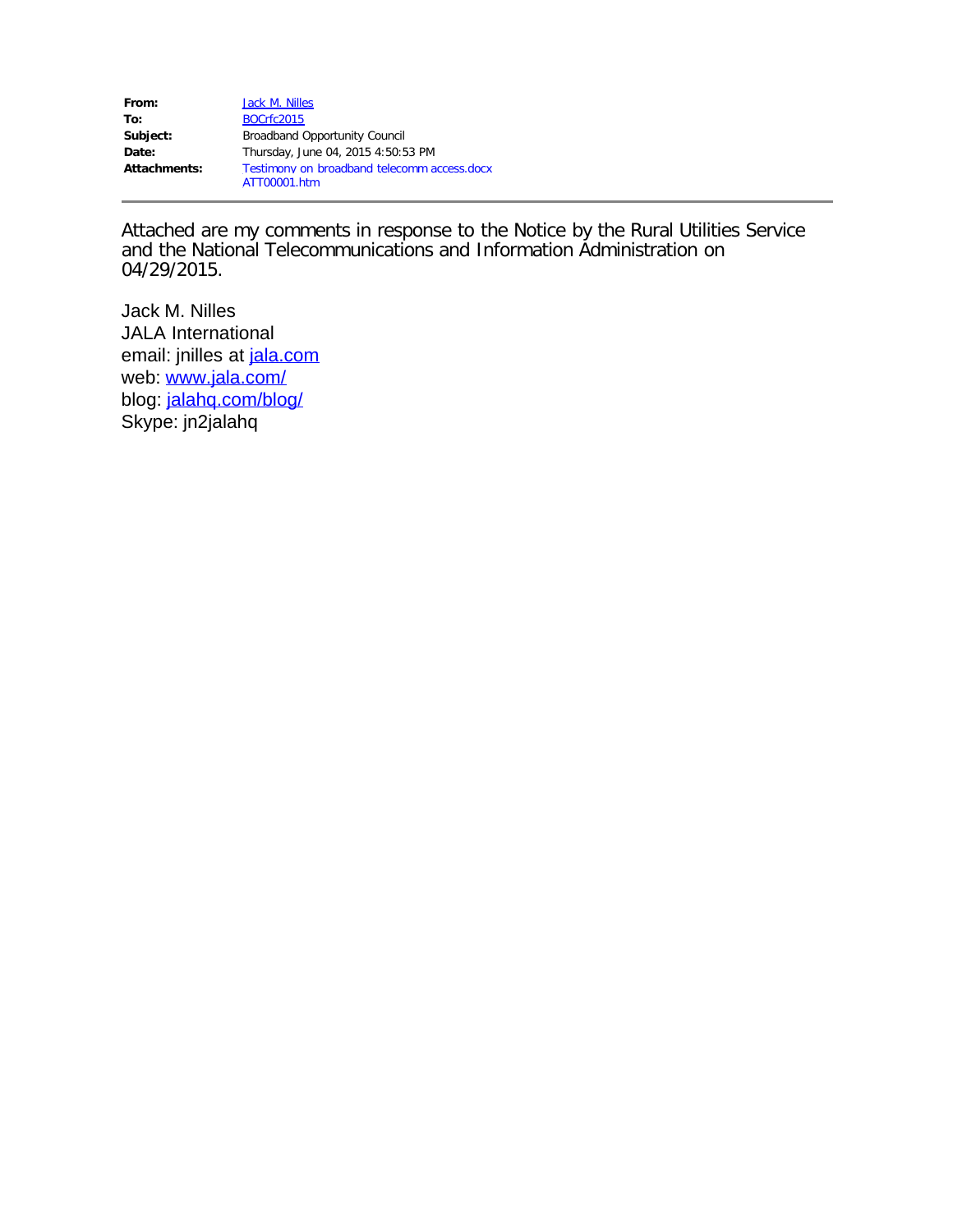| | |
|---|---|
| **From:** | Jack M. Nilles |
| **To:** | BOCrfc2015 |
| **Subject:** | Broadband Opportunity Council |
| **Date:** | Thursday, June 04, 2015 4:50:53 PM |
| **Attachments:** | Testimony on broadband telecomm access.docx<br>ATT00001.htm |

---

Attached are my comments in response to the Notice by the Rural Utilities Service and the National Telecommunications and Information Administration on 04/29/2015.

Jack M. Nilles
JALA International
email: jnilles at jala.com
web: www.jala.com/
blog: jalahq.com/blog/
Skype: jn2jalahq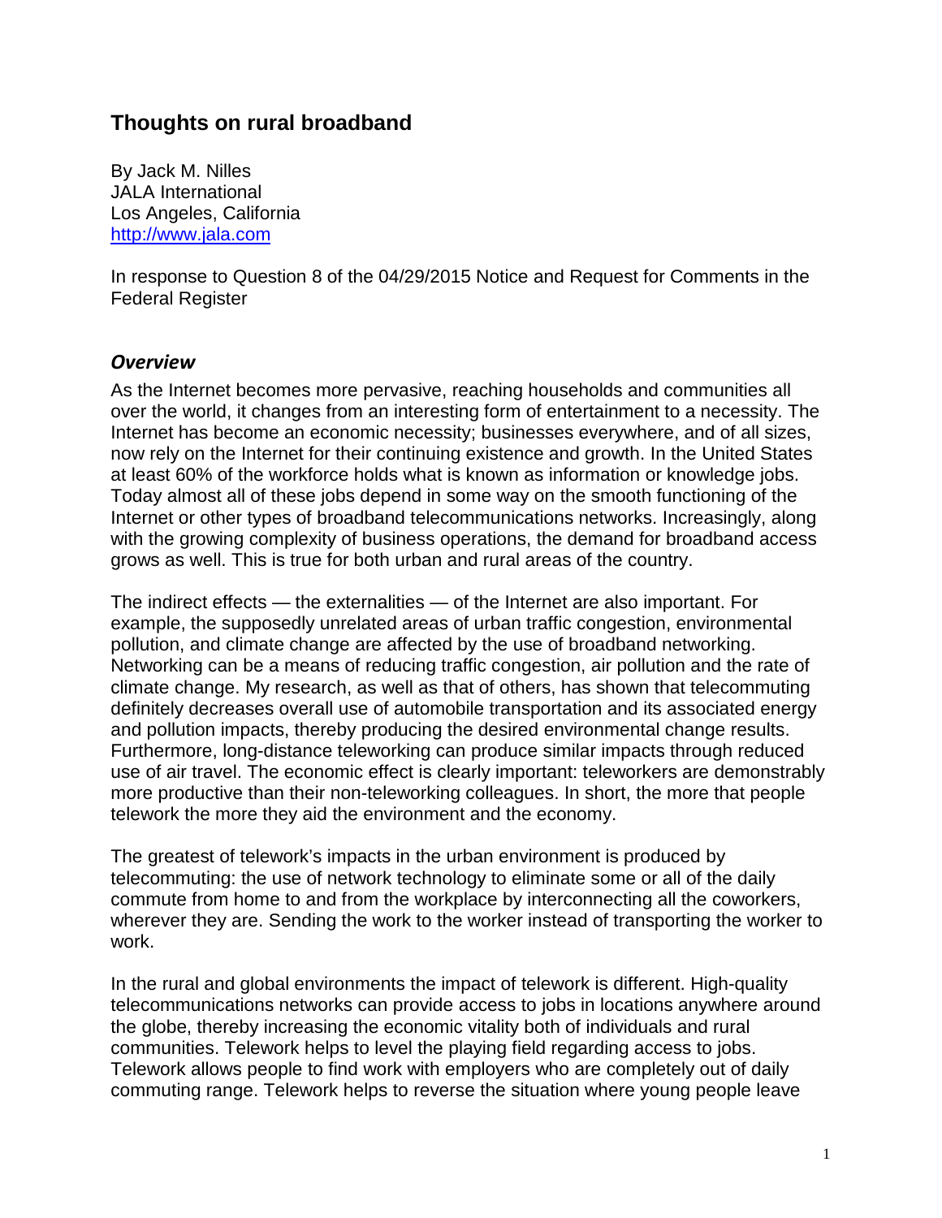# Thoughts on rural broadband

By Jack M. Nilles
JALA International
Los Angeles, California
http://www.jala.com

In response to Question 8 of the 04/29/2015 Notice and Request for Comments in the Federal Register

## *Overview*

As the Internet becomes more pervasive, reaching households and communities all over the world, it changes from an interesting form of entertainment to a necessity. The Internet has become an economic necessity; businesses everywhere, and of all sizes, now rely on the Internet for their continuing existence and growth. In the United States at least 60% of the workforce holds what is known as information or knowledge jobs. Today almost all of these jobs depend in some way on the smooth functioning of the Internet or other types of broadband telecommunications networks. Increasingly, along with the growing complexity of business operations, the demand for broadband access grows as well. This is true for both urban and rural areas of the country.

The indirect effects — the externalities — of the Internet are also important. For example, the supposedly unrelated areas of urban traffic congestion, environmental pollution, and climate change are affected by the use of broadband networking. Networking can be a means of reducing traffic congestion, air pollution and the rate of climate change. My research, as well as that of others, has shown that telecommuting definitely decreases overall use of automobile transportation and its associated energy and pollution impacts, thereby producing the desired environmental change results. Furthermore, long-distance teleworking can produce similar impacts through reduced use of air travel. The economic effect is clearly important: teleworkers are demonstrably more productive than their non-teleworking colleagues. In short, the more that people telework the more they aid the environment and the economy.

The greatest of telework's impacts in the urban environment is produced by telecommuting: the use of network technology to eliminate some or all of the daily commute from home to and from the workplace by interconnecting all the coworkers, wherever they are. Sending the work to the worker instead of transporting the worker to work.

In the rural and global environments the impact of telework is different. High-quality telecommunications networks can provide access to jobs in locations anywhere around the globe, thereby increasing the economic vitality both of individuals and rural communities. Telework helps to level the playing field regarding access to jobs. Telework allows people to find work with employers who are completely out of daily commuting range. Telework helps to reverse the situation where young people leave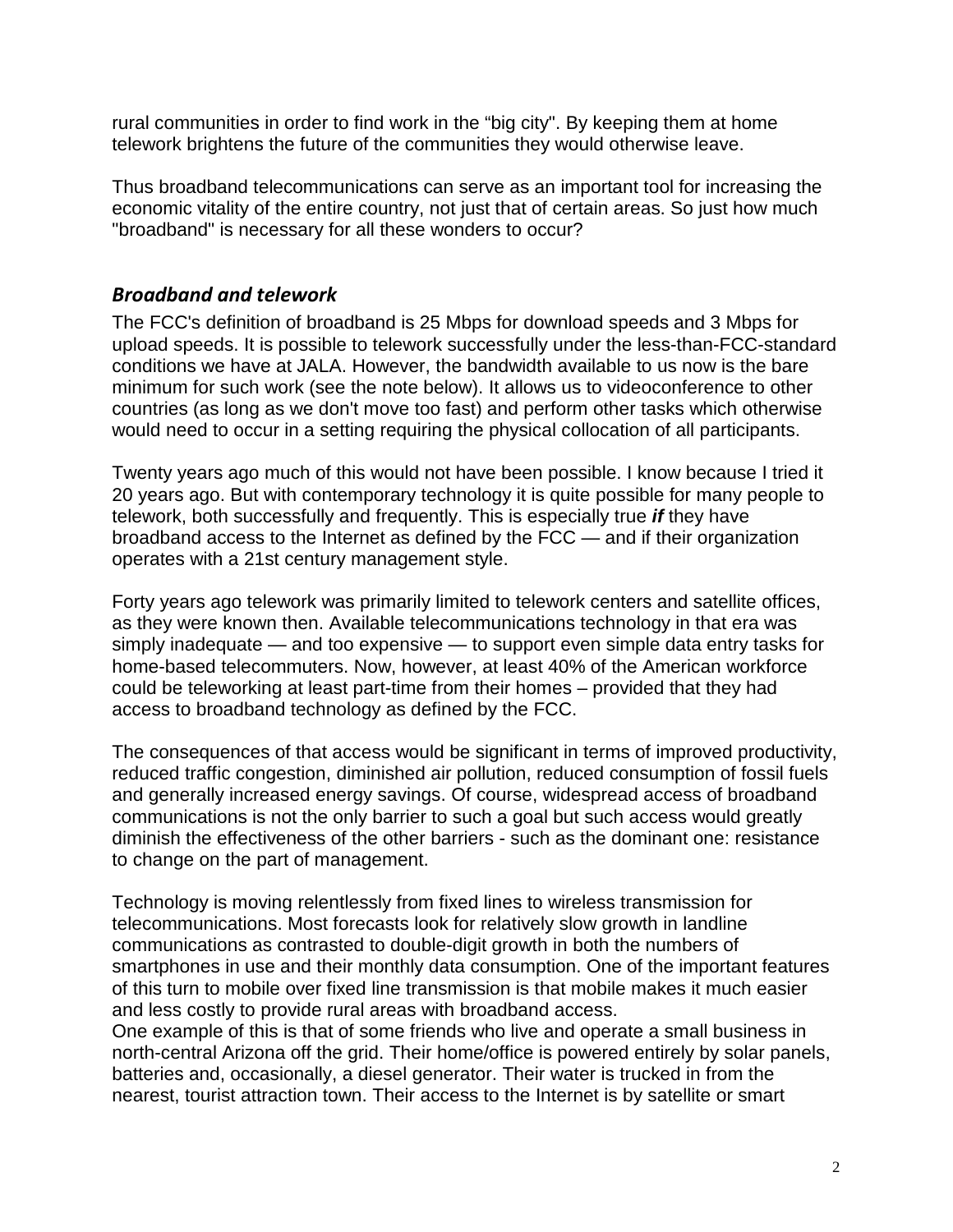rural communities in order to find work in the “big city". By keeping them at home telework brightens the future of the communities they would otherwise leave.

Thus broadband telecommunications can serve as an important tool for increasing the economic vitality of the entire country, not just that of certain areas. So just how much "broadband" is necessary for all these wonders to occur?

### *Broadband and telework*

The FCC's definition of broadband is 25 Mbps for download speeds and 3 Mbps for upload speeds. It is possible to telework successfully under the less-than-FCC-standard conditions we have at JALA. However, the bandwidth available to us now is the bare minimum for such work (see the note below). It allows us to videoconference to other countries (as long as we don't move too fast) and perform other tasks which otherwise would need to occur in a setting requiring the physical collocation of all participants.

Twenty years ago much of this would not have been possible. I know because I tried it 20 years ago. But with contemporary technology it is quite possible for many people to telework, both successfully and frequently. This is especially true ***if*** they have broadband access to the Internet as defined by the FCC — and if their organization operates with a 21st century management style.

Forty years ago telework was primarily limited to telework centers and satellite offices, as they were known then. Available telecommunications technology in that era was simply inadequate — and too expensive — to support even simple data entry tasks for home-based telecommuters. Now, however, at least 40% of the American workforce could be teleworking at least part-time from their homes – provided that they had access to broadband technology as defined by the FCC.

The consequences of that access would be significant in terms of improved productivity, reduced traffic congestion, diminished air pollution, reduced consumption of fossil fuels and generally increased energy savings. Of course, widespread access of broadband communications is not the only barrier to such a goal but such access would greatly diminish the effectiveness of the other barriers - such as the dominant one: resistance to change on the part of management.

Technology is moving relentlessly from fixed lines to wireless transmission for telecommunications. Most forecasts look for relatively slow growth in landline communications as contrasted to double-digit growth in both the numbers of smartphones in use and their monthly data consumption. One of the important features of this turn to mobile over fixed line transmission is that mobile makes it much easier and less costly to provide rural areas with broadband access.

One example of this is that of some friends who live and operate a small business in north-central Arizona off the grid. Their home/office is powered entirely by solar panels, batteries and, occasionally, a diesel generator. Their water is trucked in from the nearest, tourist attraction town. Their access to the Internet is by satellite or smart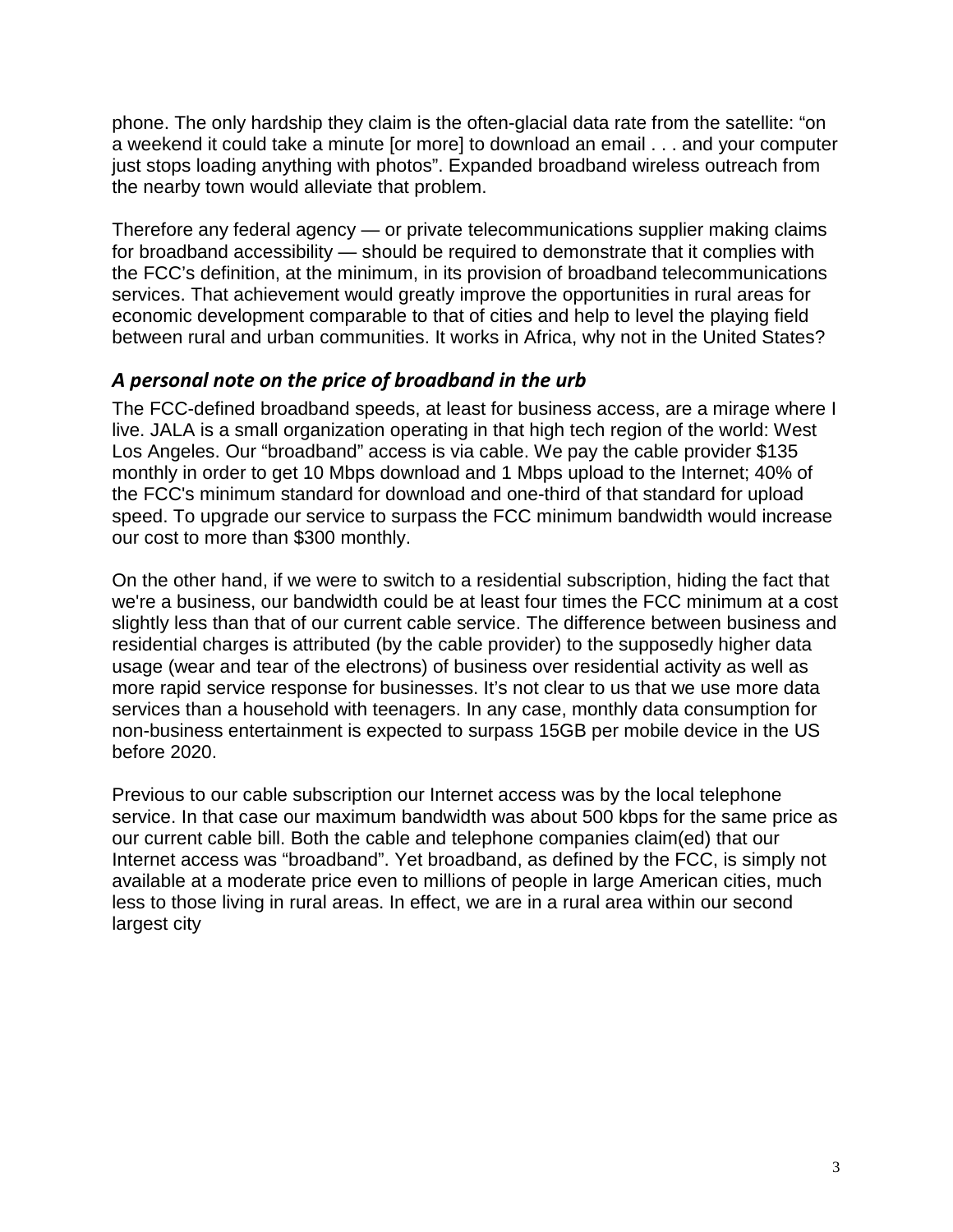phone. The only hardship they claim is the often-glacial data rate from the satellite: "on a weekend it could take a minute [or more] to download an email . . . and your computer just stops loading anything with photos". Expanded broadband wireless outreach from the nearby town would alleviate that problem.

Therefore any federal agency — or private telecommunications supplier making claims for broadband accessibility — should be required to demonstrate that it complies with the FCC's definition, at the minimum, in its provision of broadband telecommunications services. That achievement would greatly improve the opportunities in rural areas for economic development comparable to that of cities and help to level the playing field between rural and urban communities. It works in Africa, why not in the United States?

### *A personal note on the price of broadband in the urb*

The FCC-defined broadband speeds, at least for business access, are a mirage where I live. JALA is a small organization operating in that high tech region of the world: West Los Angeles. Our "broadband" access is via cable. We pay the cable provider $135 monthly in order to get 10 Mbps download and 1 Mbps upload to the Internet; 40% of the FCC's minimum standard for download and one-third of that standard for upload speed. To upgrade our service to surpass the FCC minimum bandwidth would increase our cost to more than $300 monthly.

On the other hand, if we were to switch to a residential subscription, hiding the fact that we're a business, our bandwidth could be at least four times the FCC minimum at a cost slightly less than that of our current cable service. The difference between business and residential charges is attributed (by the cable provider) to the supposedly higher data usage (wear and tear of the electrons) of business over residential activity as well as more rapid service response for businesses. It's not clear to us that we use more data services than a household with teenagers. In any case, monthly data consumption for non-business entertainment is expected to surpass 15GB per mobile device in the US before 2020.

Previous to our cable subscription our Internet access was by the local telephone service. In that case our maximum bandwidth was about 500 kbps for the same price as our current cable bill. Both the cable and telephone companies claim(ed) that our Internet access was "broadband". Yet broadband, as defined by the FCC, is simply not available at a moderate price even to millions of people in large American cities, much less to those living in rural areas. In effect, we are in a rural area within our second largest city